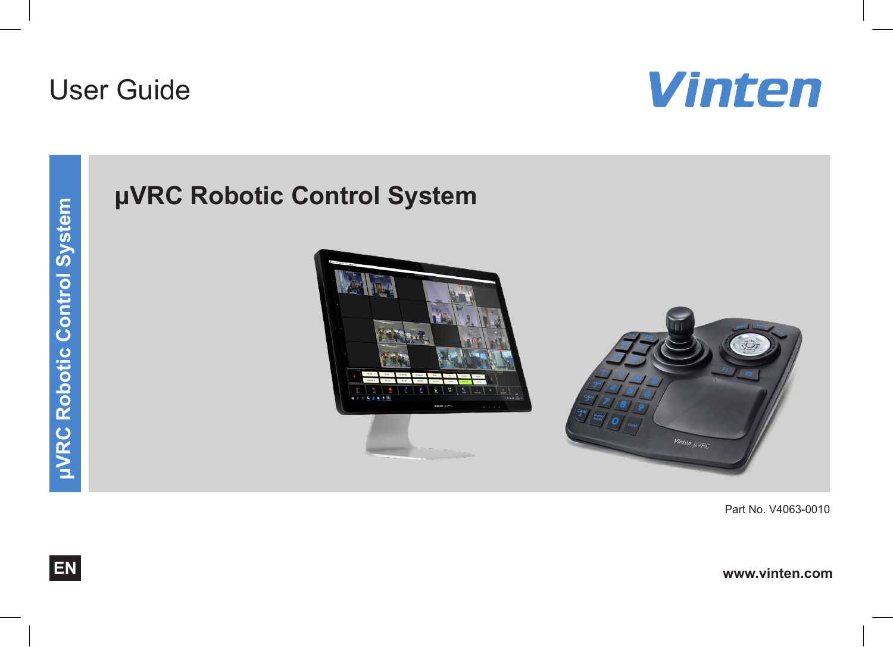User Guide

Vinten

μVRC Robotic Control System

# μVRC Robotic Control System

Part No. V4063-0010

EN

www.vinten.com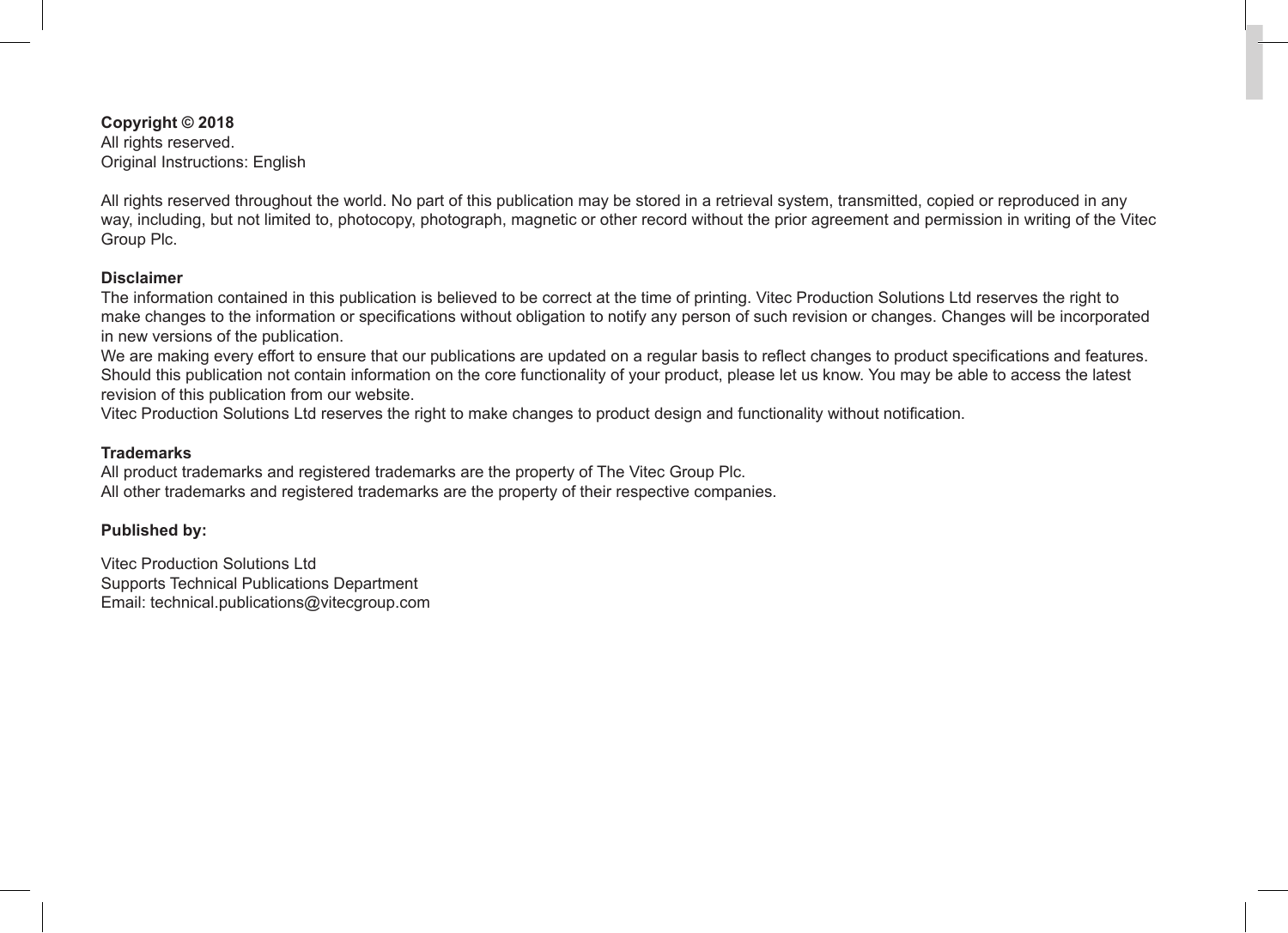**Copyright © 2018**
All rights reserved.
Original Instructions: English

All rights reserved throughout the world. No part of this publication may be stored in a retrieval system, transmitted, copied or reproduced in any way, including, but not limited to, photocopy, photograph, magnetic or other record without the prior agreement and permission in writing of the Vitec Group Plc.

**Disclaimer**
The information contained in this publication is believed to be correct at the time of printing. Vitec Production Solutions Ltd reserves the right to make changes to the information or specifications without obligation to notify any person of such revision or changes. Changes will be incorporated in new versions of the publication.
We are making every effort to ensure that our publications are updated on a regular basis to reflect changes to product specifications and features. Should this publication not contain information on the core functionality of your product, please let us know. You may be able to access the latest revision of this publication from our website.
Vitec Production Solutions Ltd reserves the right to make changes to product design and functionality without notification.

**Trademarks**
All product trademarks and registered trademarks are the property of The Vitec Group Plc.
All other trademarks and registered trademarks are the property of their respective companies.

**Published by:**

Vitec Production Solutions Ltd
Supports Technical Publications Department
Email: technical.publications@vitecgroup.com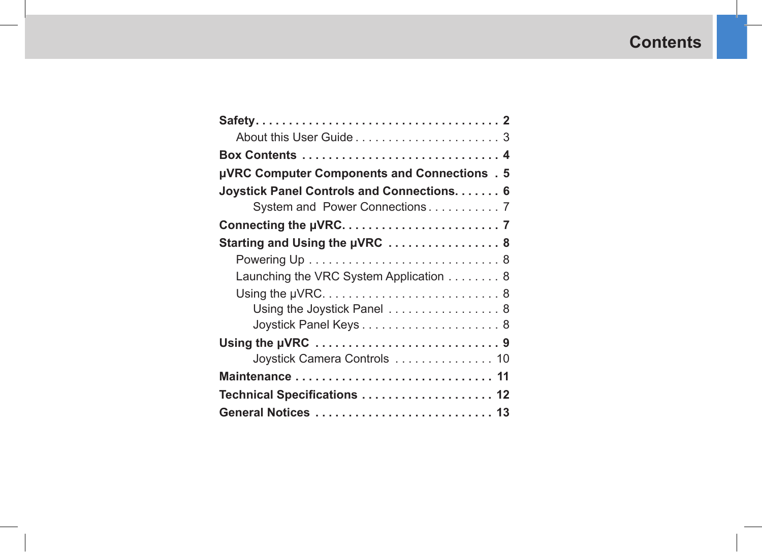# Contents

**Safety** . . . . . . . . . . . . . . . . . . . . . . . . . . . . . . . . . . . . **2**

About this User Guide . . . . . . . . . . . . . . . . . . . . . 3

**Box Contents** . . . . . . . . . . . . . . . . . . . . . . . . . . . . . **4**

**µVRC Computer Components and Connections** . **5**

**Joystick Panel Controls and Connections** . . . . . . . **6**

System and Power Connections . . . . . . . . . . . 7

**Connecting the µVRC** . . . . . . . . . . . . . . . . . . . . . . . **7**

**Starting and Using the µVRC** . . . . . . . . . . . . . . . . . **8**

Powering Up . . . . . . . . . . . . . . . . . . . . . . . . . . . 8

Launching the VRC System Application . . . . . . . . 8

Using the µVRC . . . . . . . . . . . . . . . . . . . . . . . . . . 8

Using the Joystick Panel . . . . . . . . . . . . . . . . . 8

Joystick Panel Keys . . . . . . . . . . . . . . . . . . . . 8

**Using the µVRC** . . . . . . . . . . . . . . . . . . . . . . . . . . . **9**

Joystick Camera Controls . . . . . . . . . . . . . . . 10

**Maintenance** . . . . . . . . . . . . . . . . . . . . . . . . . . . . . **11**

**Technical Specifications** . . . . . . . . . . . . . . . . . . . **12**

**General Notices** . . . . . . . . . . . . . . . . . . . . . . . . . . **13**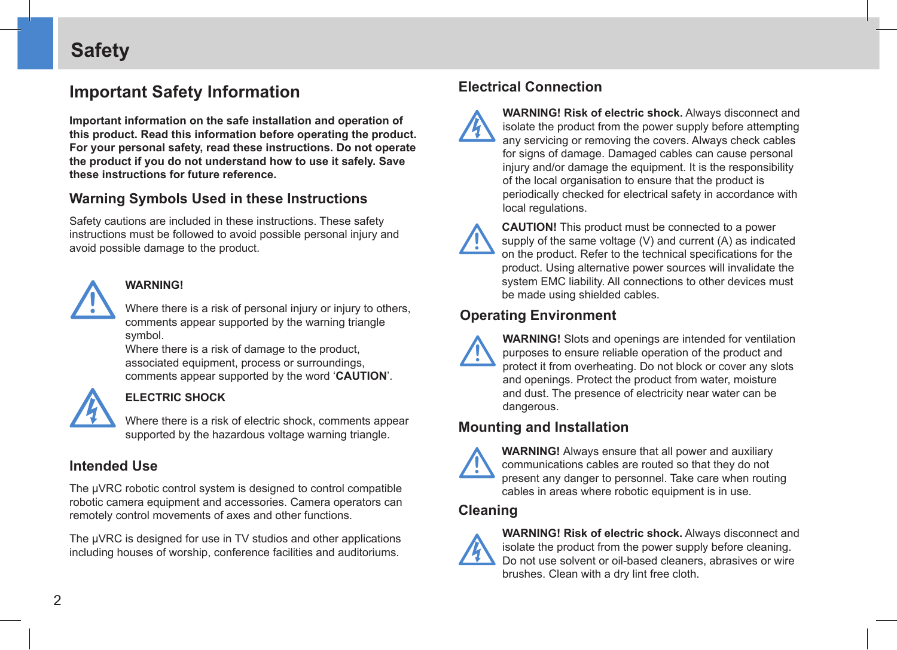# Safety

## Important Safety Information

**Important information on the safe installation and operation of this product. Read this information before operating the product. For your personal safety, read these instructions. Do not operate the product if you do not understand how to use it safely. Save these instructions for future reference.**

### Warning Symbols Used in these Instructions

Safety cautions are included in these instructions. These safety instructions must be followed to avoid possible personal injury and avoid possible damage to the product.

**WARNING!**

Where there is a risk of personal injury or injury to others, comments appear supported by the warning triangle symbol.
Where there is a risk of damage to the product, associated equipment, process or surroundings, comments appear supported by the word '**CAUTION**'.

**ELECTRIC SHOCK**

Where there is a risk of electric shock, comments appear supported by the hazardous voltage warning triangle.

### Intended Use

The μVRC robotic control system is designed to control compatible robotic camera equipment and accessories. Camera operators can remotely control movements of axes and other functions.

The μVRC is designed for use in TV studios and other applications including houses of worship, conference facilities and auditoriums.

### Electrical Connection

**WARNING! Risk of electric shock.** Always disconnect and isolate the product from the power supply before attempting any servicing or removing the covers. Always check cables for signs of damage. Damaged cables can cause personal injury and/or damage the equipment. It is the responsibility of the local organisation to ensure that the product is periodically checked for electrical safety in accordance with local regulations.

**CAUTION!** This product must be connected to a power supply of the same voltage (V) and current (A) as indicated on the product. Refer to the technical specifications for the product. Using alternative power sources will invalidate the system EMC liability. All connections to other devices must be made using shielded cables.

### Operating Environment

**WARNING!** Slots and openings are intended for ventilation purposes to ensure reliable operation of the product and protect it from overheating. Do not block or cover any slots and openings. Protect the product from water, moisture and dust. The presence of electricity near water can be dangerous.

### Mounting and Installation

**WARNING!** Always ensure that all power and auxiliary communications cables are routed so that they do not present any danger to personnel. Take care when routing cables in areas where robotic equipment is in use.

### Cleaning

**WARNING! Risk of electric shock.** Always disconnect and isolate the product from the power supply before cleaning. Do not use solvent or oil-based cleaners, abrasives or wire brushes. Clean with a dry lint free cloth.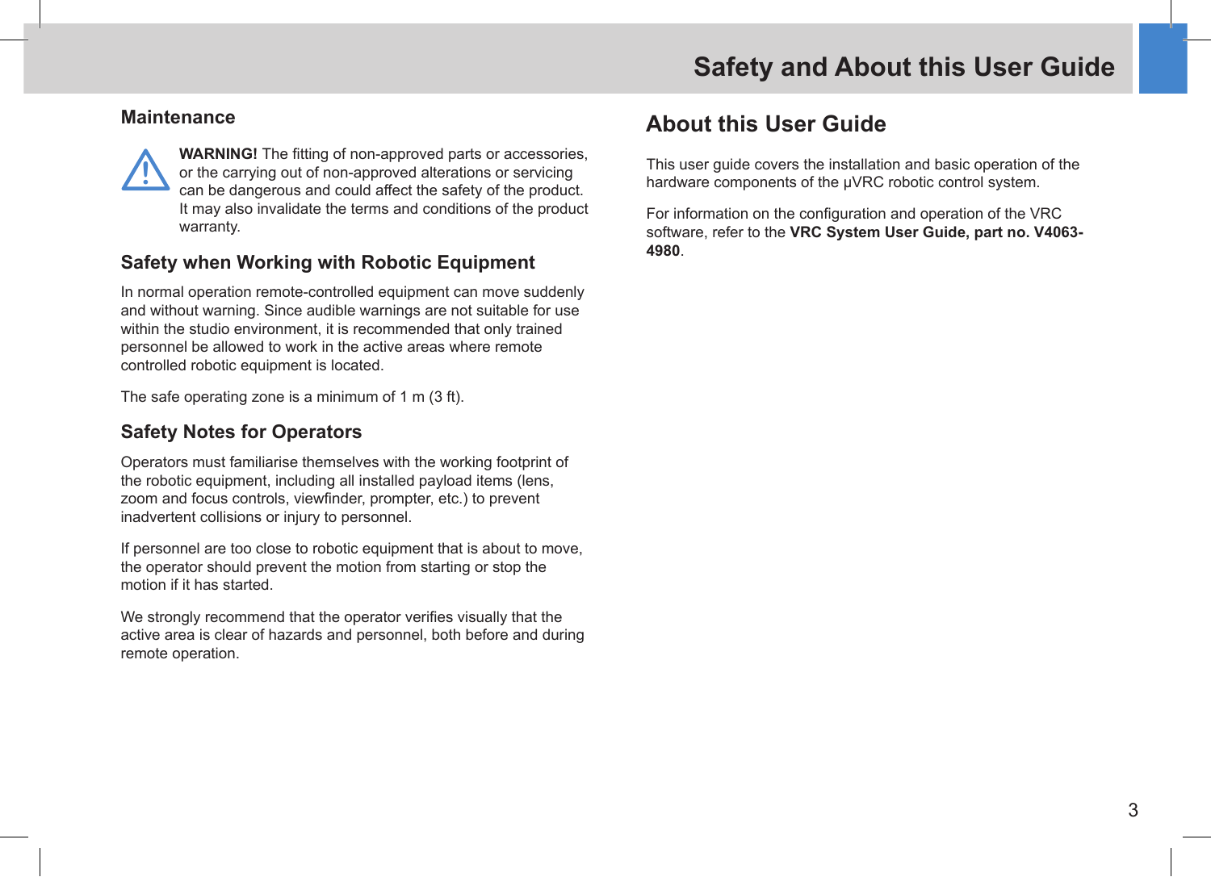## Maintenance

**WARNING!** The fitting of non-approved parts or accessories, or the carrying out of non-approved alterations or servicing can be dangerous and could affect the safety of the product. It may also invalidate the terms and conditions of the product warranty.

## Safety when Working with Robotic Equipment

In normal operation remote-controlled equipment can move suddenly and without warning. Since audible warnings are not suitable for use within the studio environment, it is recommended that only trained personnel be allowed to work in the active areas where remote controlled robotic equipment is located.

The safe operating zone is a minimum of 1 m (3 ft).

## Safety Notes for Operators

Operators must familiarise themselves with the working footprint of the robotic equipment, including all installed payload items (lens, zoom and focus controls, viewfinder, prompter, etc.) to prevent inadvertent collisions or injury to personnel.

If personnel are too close to robotic equipment that is about to move, the operator should prevent the motion from starting or stop the motion if it has started.

We strongly recommend that the operator verifies visually that the active area is clear of hazards and personnel, both before and during remote operation.

# About this User Guide

This user guide covers the installation and basic operation of the hardware components of the µVRC robotic control system.

For information on the configuration and operation of the VRC software, refer to the **VRC System User Guide, part no. V4063-4980**.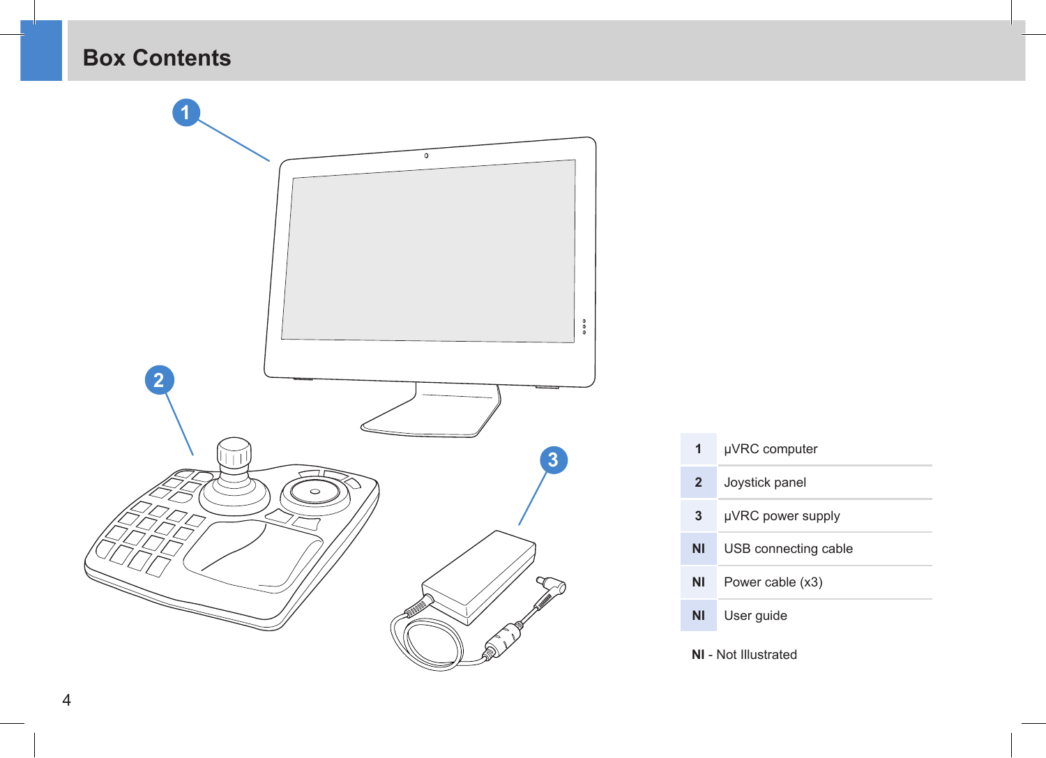# Box Contents

| | |
|---|---|
| 1 | μVRC computer |
| 2 | Joystick panel |
| 3 | μVRC power supply |
| NI | USB connecting cable |
| NI | Power cable (x3) |
| NI | User guide |

**NI** - Not Illustrated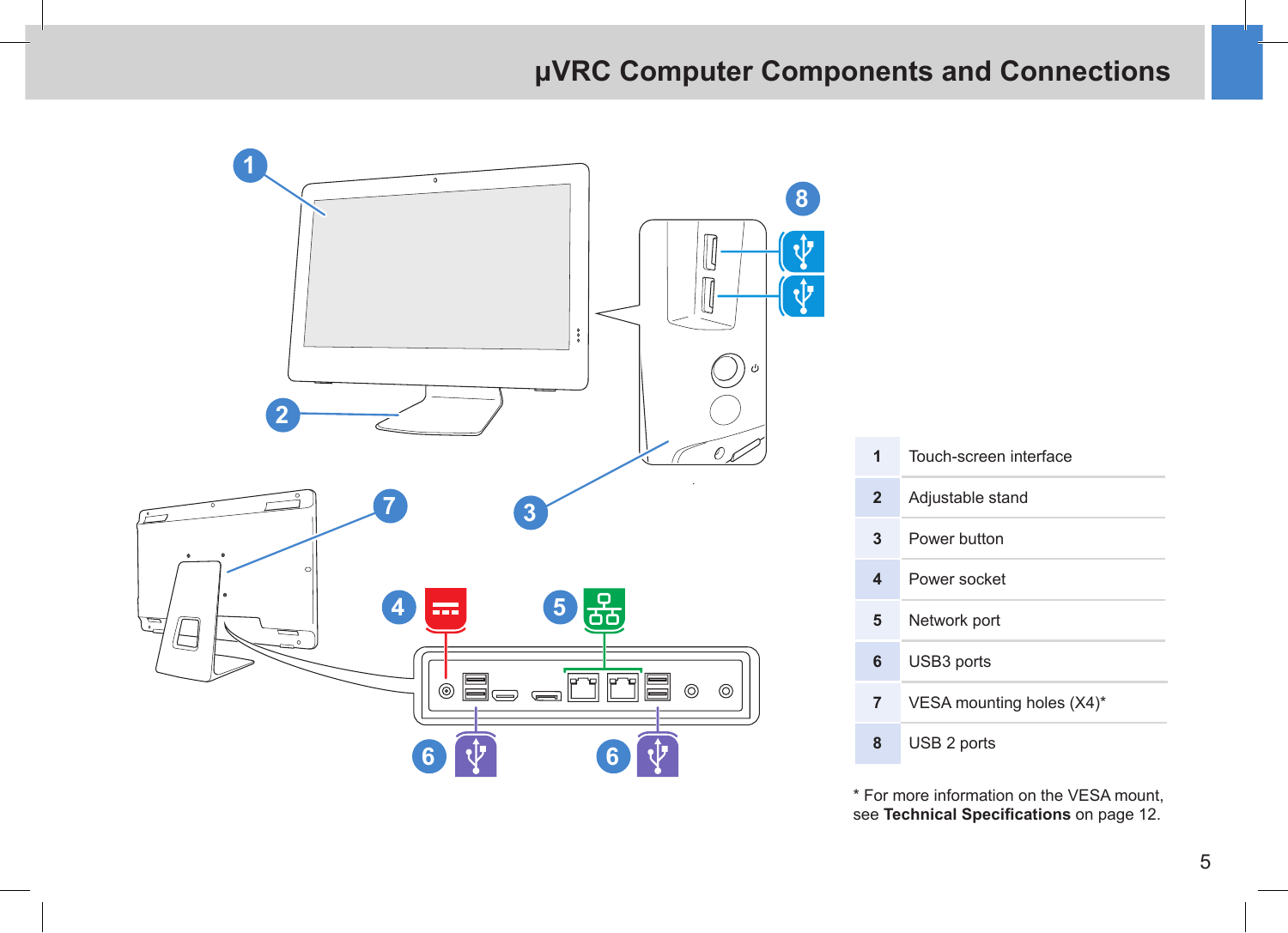# μVRC Computer Components and Connections

| | |
|---|---|
| 1 | Touch-screen interface |
| 2 | Adjustable stand |
| 3 | Power button |
| 4 | Power socket |
| 5 | Network port |
| 6 | USB3 ports |
| 7 | VESA mounting holes (X4)* |
| 8 | USB 2 ports |

* For more information on the VESA mount, see **Technical Specifications** on page 12.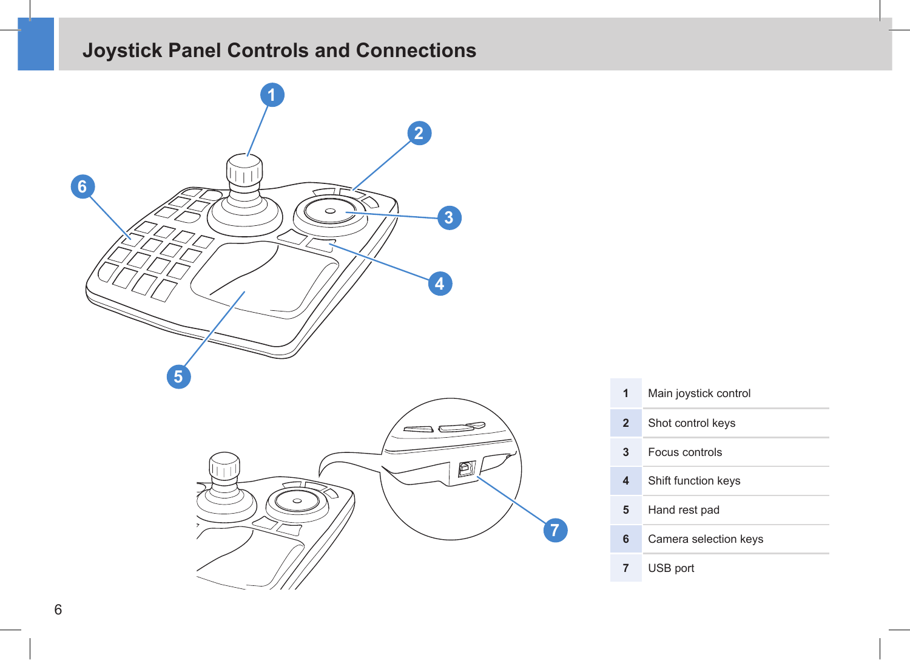# Joystick Panel Controls and Connections

| | |
|---|---|
| 1 | Main joystick control |
| 2 | Shot control keys |
| 3 | Focus controls |
| 4 | Shift function keys |
| 5 | Hand rest pad |
| 6 | Camera selection keys |
| 7 | USB port |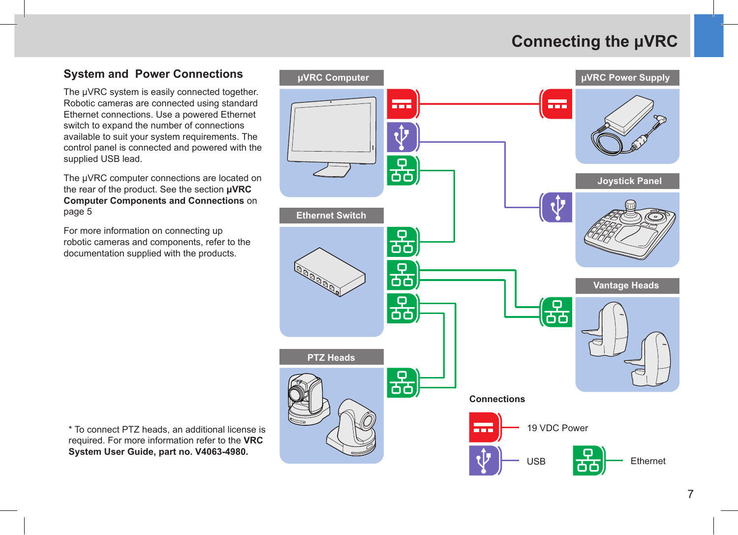## System and Power Connections

The µVRC system is easily connected together. Robotic cameras are connected using standard Ethernet connections. Use a powered Ethernet switch to expand the number of connections available to suit your system requirements. The control panel is connected and powered with the supplied USB lead.

The µVRC computer connections are located on the rear of the product. See the section **µVRC Computer Components and Connections** on page 5

For more information on connecting up robotic cameras and components, refer to the documentation supplied with the products.

µVRC Computer

µVRC Power Supply

Joystick Panel

Ethernet Switch

Vantage Heads

PTZ Heads

**Connections**

19 VDC Power

USB

Ethernet

* To connect PTZ heads, an additional license is required. For more information refer to the **VRC System User Guide, part no. V4063-4980.**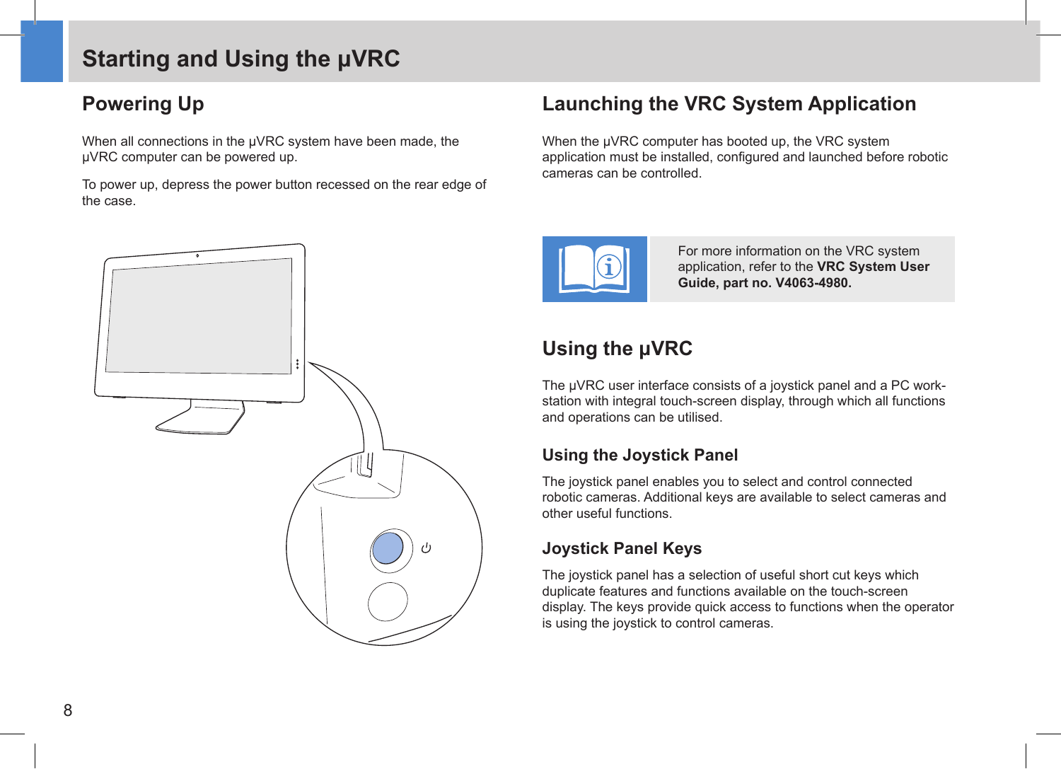# Starting and Using the µVRC

## Powering Up

When all connections in the µVRC system have been made, the µVRC computer can be powered up.

To power up, depress the power button recessed on the rear edge of the case.

## Launching the VRC System Application

When the µVRC computer has booted up, the VRC system application must be installed, configured and launched before robotic cameras can be controlled.

For more information on the VRC system application, refer to the **VRC System User Guide, part no. V4063-4980.**

## Using the µVRC

The µVRC user interface consists of a joystick panel and a PC work-station with integral touch-screen display, through which all functions and operations can be utilised.

### Using the Joystick Panel

The joystick panel enables you to select and control connected robotic cameras. Additional keys are available to select cameras and other useful functions.

### Joystick Panel Keys

The joystick panel has a selection of useful short cut keys which duplicate features and functions available on the touch-screen display. The keys provide quick access to functions when the operator is using the joystick to control cameras.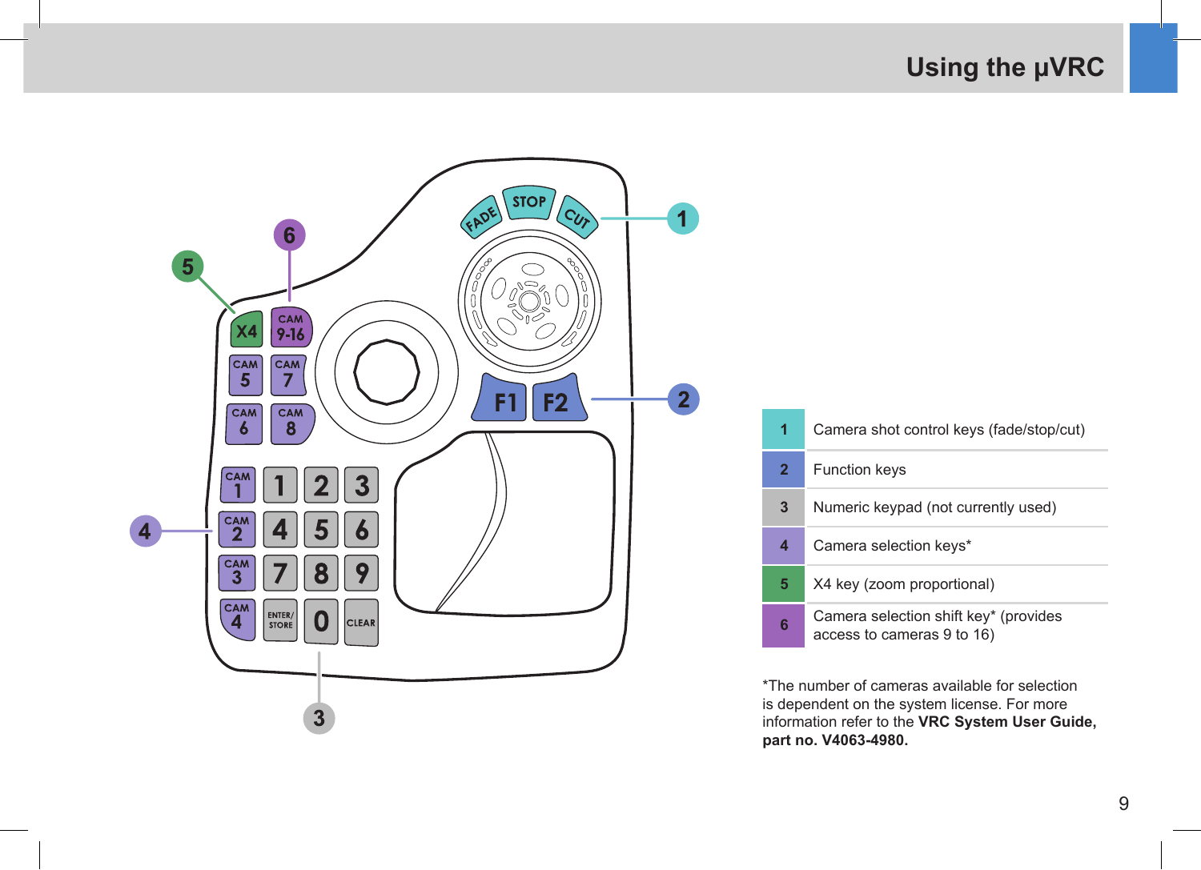# Using the μVRC

| | |
|---|---|
| 1 | Camera shot control keys (fade/stop/cut) |
| 2 | Function keys |
| 3 | Numeric keypad (not currently used) |
| 4 | Camera selection keys* |
| 5 | X4 key (zoom proportional) |
| 6 | Camera selection shift key* (provides access to cameras 9 to 16) |

*The number of cameras available for selection is dependent on the system license. For more information refer to the **VRC System User Guide, part no. V4063-4980.**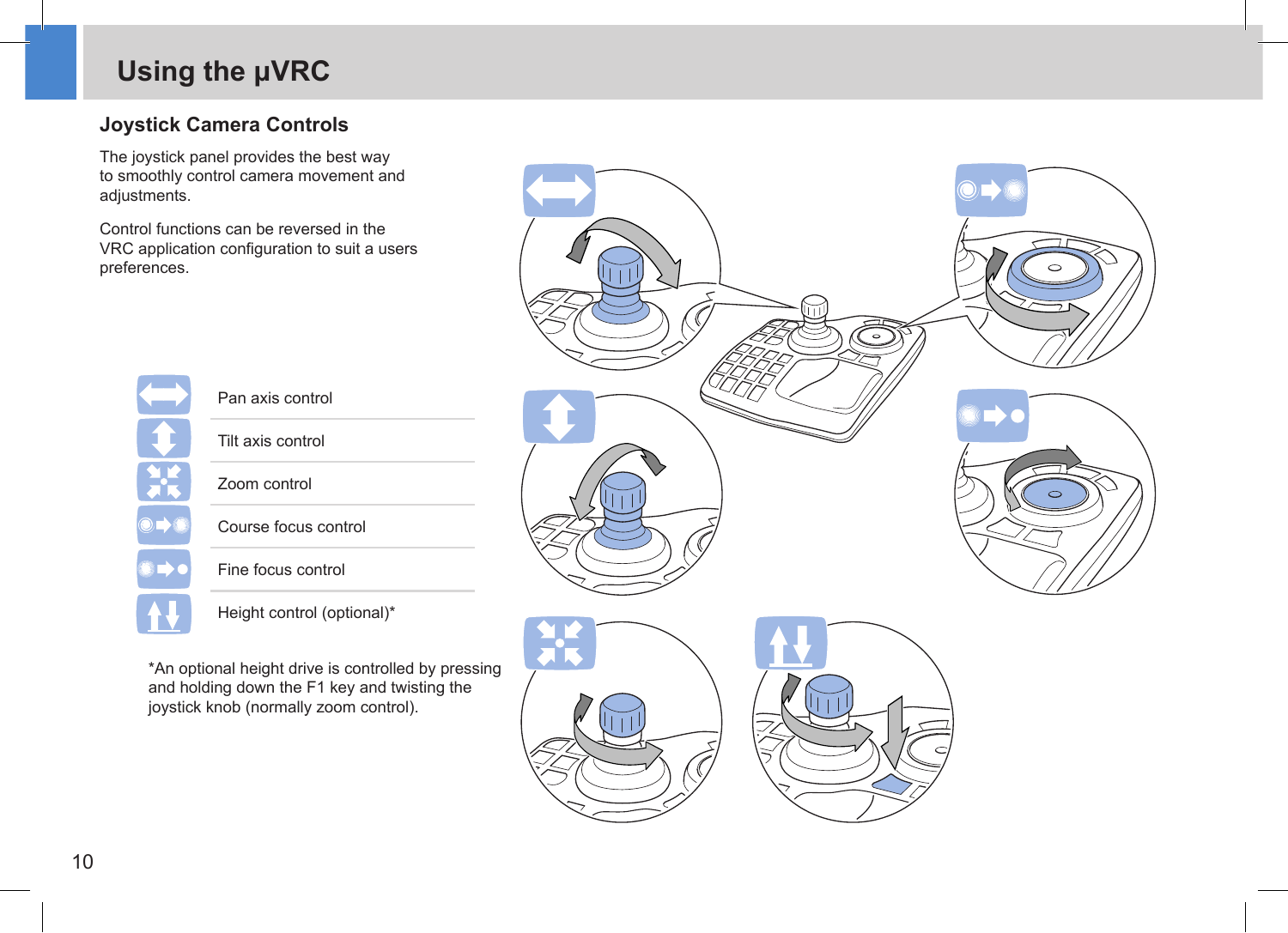# Using the μVRC

## Joystick Camera Controls

The joystick panel provides the best way to smoothly control camera movement and adjustments.

Control functions can be reversed in the VRC application configuration to suit a users preferences.

| Icon | Function |
|---|---|
| | Pan axis control |
| | Tilt axis control |
| | Zoom control |
| | Course focus control |
| | Fine focus control |
| | Height control (optional)* |

*An optional height drive is controlled by pressing and holding down the F1 key and twisting the joystick knob (normally zoom control).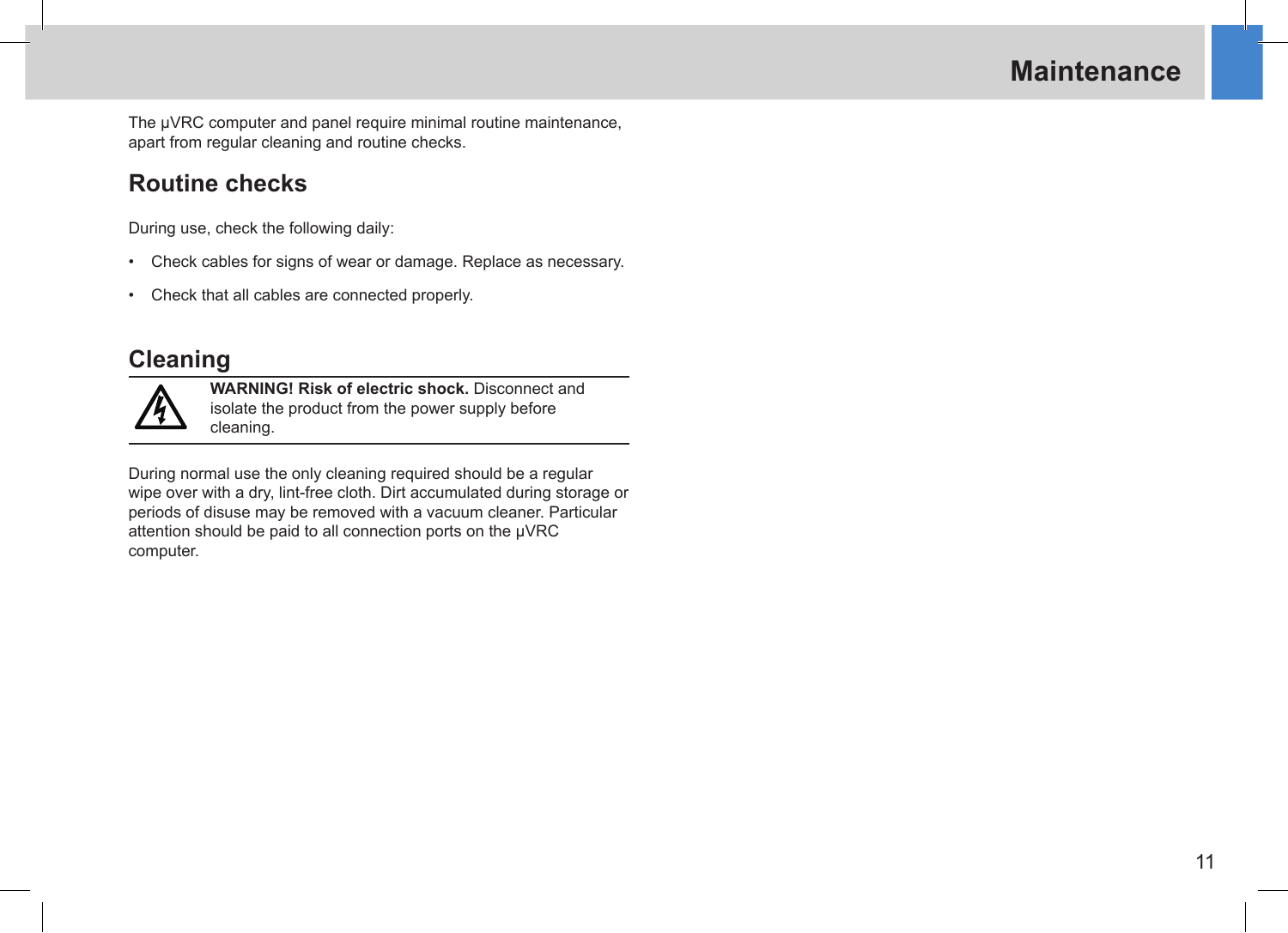# Maintenance

The µVRC computer and panel require minimal routine maintenance, apart from regular cleaning and routine checks.

## Routine checks

During use, check the following daily:

- Check cables for signs of wear or damage. Replace as necessary.
- Check that all cables are connected properly.

## Cleaning

**WARNING! Risk of electric shock.** Disconnect and isolate the product from the power supply before cleaning.

During normal use the only cleaning required should be a regular wipe over with a dry, lint-free cloth. Dirt accumulated during storage or periods of disuse may be removed with a vacuum cleaner. Particular attention should be paid to all connection ports on the µVRC computer.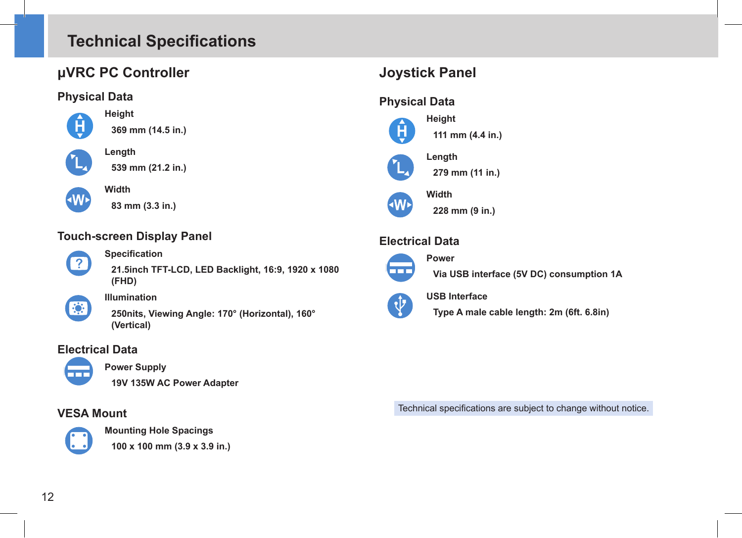# Technical Specifications

## µVRC PC Controller

### Physical Data

**Height**

369 mm (14.5 in.)

**Length**

539 mm (21.2 in.)

**Width**

83 mm (3.3 in.)

### Touch-screen Display Panel

**Specification**

21.5inch TFT-LCD, LED Backlight, 16:9, 1920 x 1080 (FHD)

**Illumination**

250nits, Viewing Angle: 170° (Horizontal), 160° (Vertical)

### Electrical Data

**Power Supply**

19V 135W AC Power Adapter

### VESA Mount

**Mounting Hole Spacings**

100 x 100 mm (3.9 x 3.9 in.)

## Joystick Panel

### Physical Data

**Height**

111 mm (4.4 in.)

**Length**

279 mm (11 in.)

**Width**

228 mm (9 in.)

### Electrical Data

**Power**

Via USB interface (5V DC) consumption 1A

**USB Interface**

Type A male cable length: 2m (6ft. 6.8in)

Technical specifications are subject to change without notice.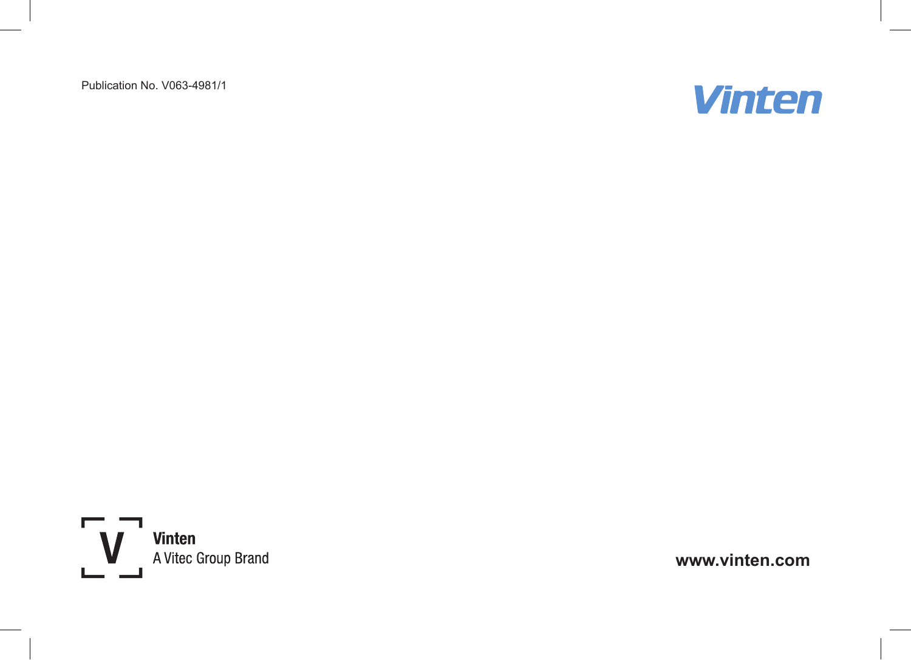Publication No. V063-4981/1

Vinten

Vinten
A Vitec Group Brand

www.vinten.com